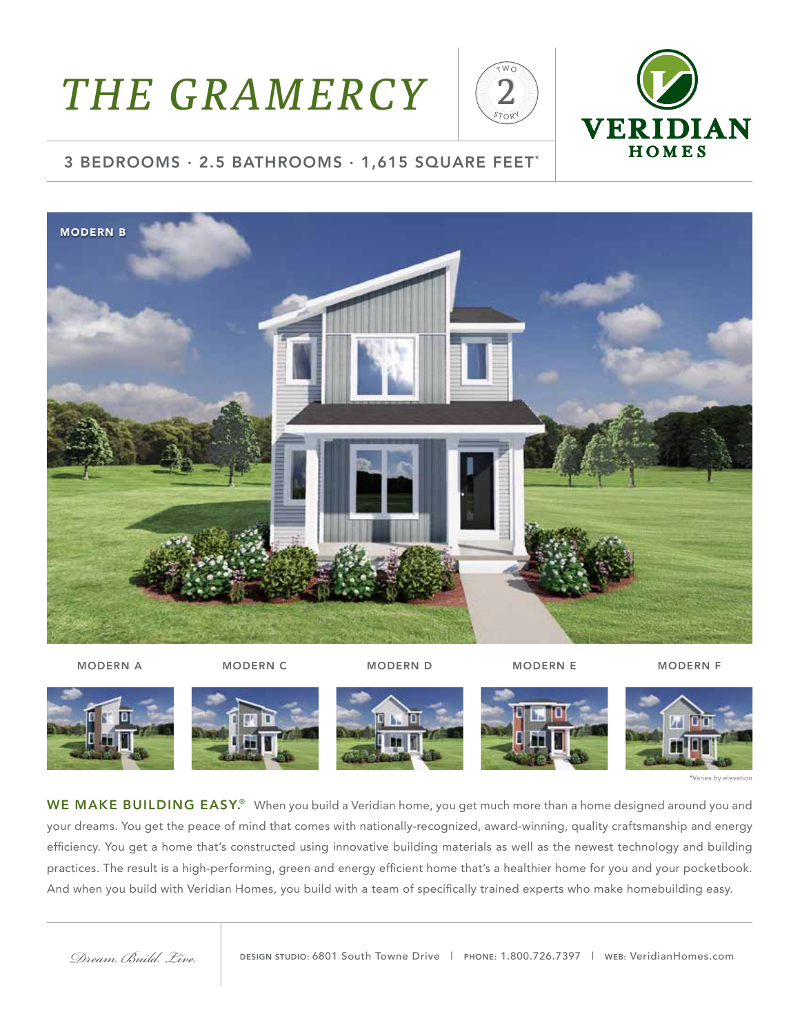# *THE GRAMERCY*

TWO 2 STORY

VERIDIAN HOMES

## 3 BEDROOMS · 2.5 BATHROOMS · 1,615 SQUARE FEET*

MODERN B

MODERN A

MODERN C

MODERN D

MODERN E

MODERN F

*Varies by elevation

**WE MAKE BUILDING EASY.®** When you build a Veridian home, you get much more than a home designed around you and your dreams. You get the peace of mind that comes with nationally-recognized, award-winning, quality craftsmanship and energy efficiency. You get a home that's constructed using innovative building materials as well as the newest technology and building practices. The result is a high-performing, green and energy efficient home that's a healthier home for you and your pocketbook. And when you build with Veridian Homes, you build with a team of specifically trained experts who make homebuilding easy.

*Dream. Build. Live.*

DESIGN STUDIO: 6801 South Towne Drive | PHONE: 1.800.726.7397 | WEB: VeridianHomes.com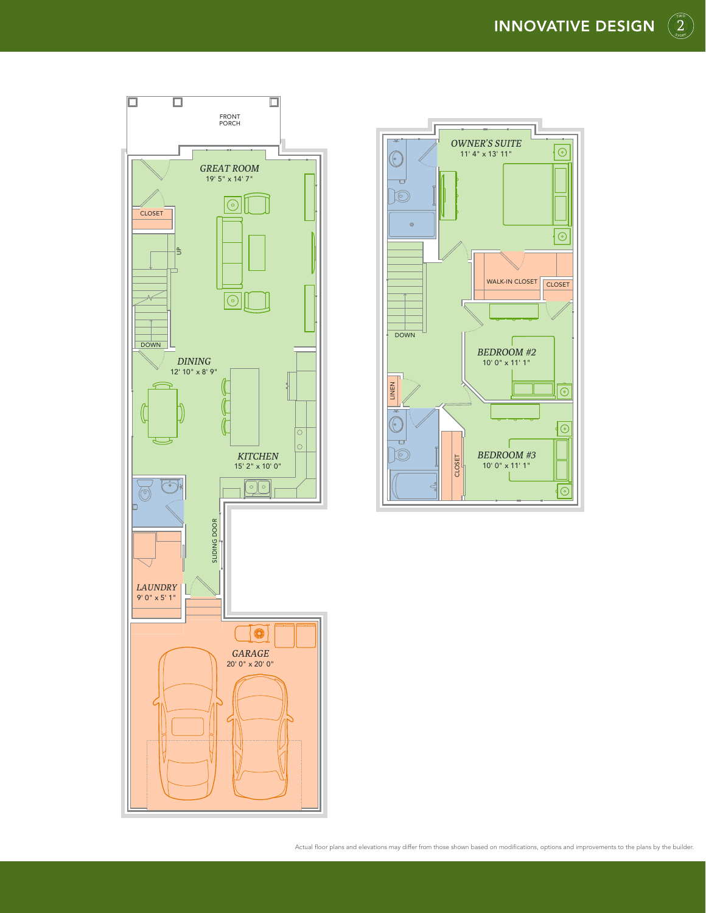# INNOVATIVE DESIGN

FRONT PORCH

*GREAT ROOM*
19' 5" x 14' 7"

CLOSET

UP

DOWN

*DINING*
12' 10" x 8' 9"

*KITCHEN*
15' 2" x 10' 0"

SLIDING DOOR

*LAUNDRY*
9' 0" x 5' 1"

*GARAGE*
20' 0" x 20' 0"

*OWNER'S SUITE*
11' 4" x 13' 11"

WALK-IN CLOSET

CLOSET

DOWN

*BEDROOM #2*
10' 0" x 11' 1"

LINEN

CLOSET

*BEDROOM #3*
10' 0" x 11' 1"

Actual floor plans and elevations may differ from those shown based on modifications, options and improvements to the plans by the builder.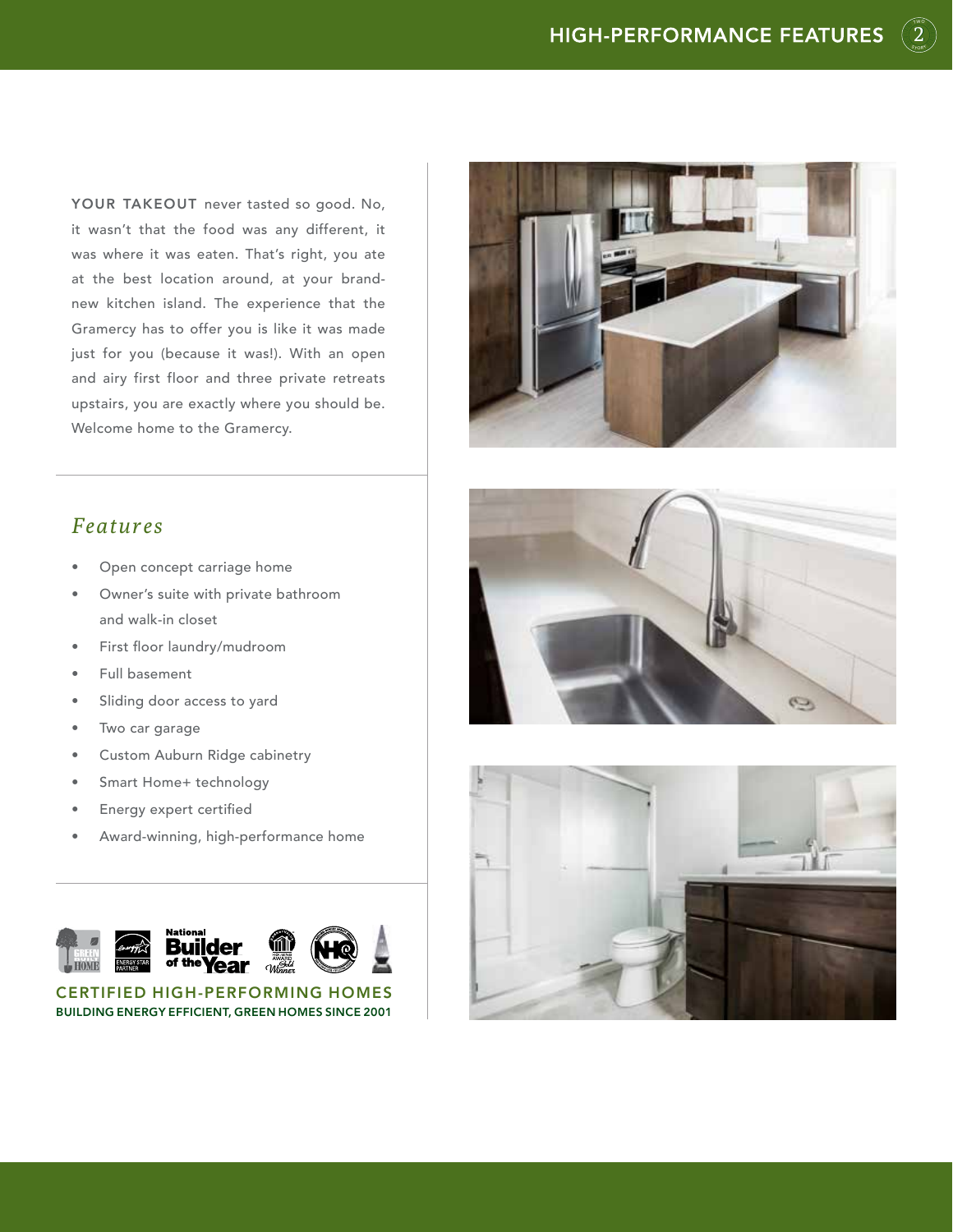**YOUR TAKEOUT** never tasted so good. No, it wasn't that the food was any different, it was where it was eaten. That's right, you ate at the best location around, at your brand-new kitchen island. The experience that the Gramercy has to offer you is like it was made just for you (because it was!). With an open and airy first floor and three private retreats upstairs, you are exactly where you should be. Welcome home to the Gramercy.

## *Features*

- Open concept carriage home
- Owner's suite with private bathroom and walk-in closet
- First floor laundry/mudroom
- Full basement
- Sliding door access to yard
- Two car garage
- Custom Auburn Ridge cabinetry
- Smart Home+ technology
- Energy expert certified
- Award-winning, high-performance home

CERTIFIED HIGH-PERFORMING HOMES

BUILDING ENERGY EFFICIENT, GREEN HOMES SINCE 2001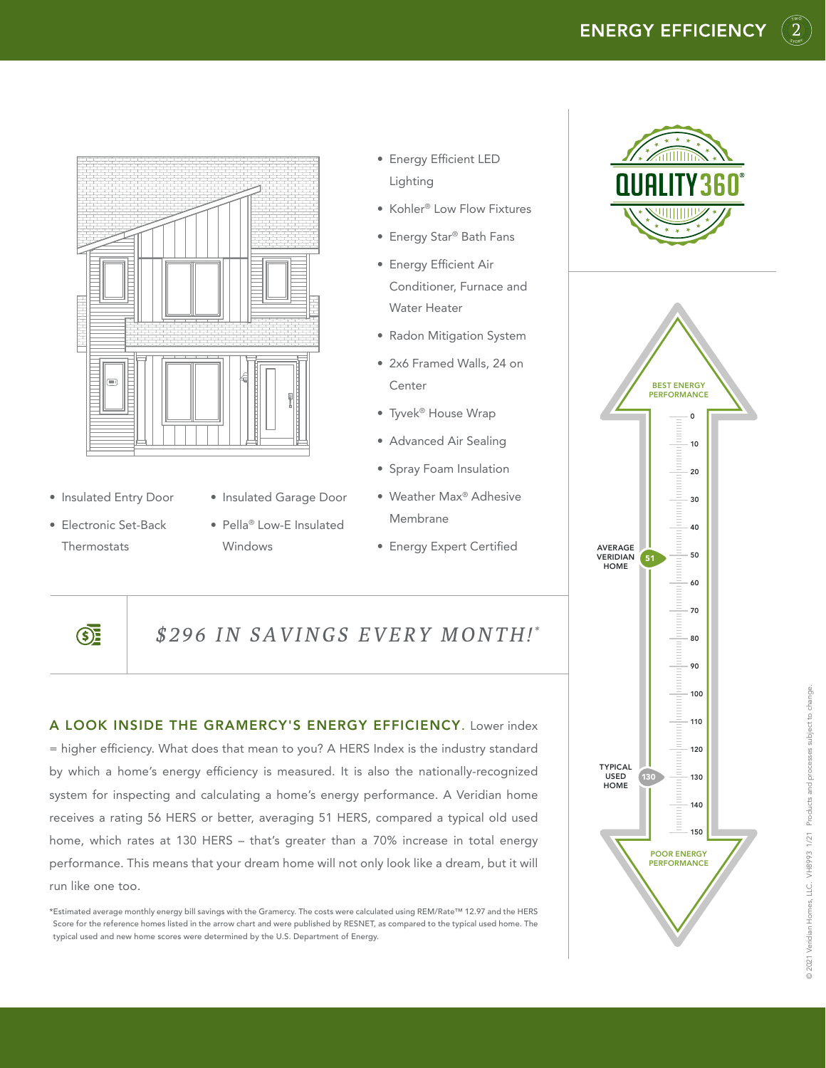## ENERGY EFFICIENCY

- Insulated Entry Door
- Electronic Set-Back Thermostats
- Insulated Garage Door
- Pella® Low-E Insulated Windows
- Energy Efficient LED Lighting
- Kohler® Low Flow Fixtures
- Energy Star® Bath Fans
- Energy Efficient Air Conditioner, Furnace and Water Heater
- Radon Mitigation System
- 2x6 Framed Walls, 24 on Center
- Tyvek® House Wrap
- Advanced Air Sealing
- Spray Foam Insulation
- Weather Max® Adhesive Membrane
- Energy Expert Certified

*$296 IN SAVINGS EVERY MONTH!**

**A LOOK INSIDE THE GRAMERCY'S ENERGY EFFICIENCY**. Lower index = higher efficiency. What does that mean to you? A HERS Index is the industry standard by which a home's energy efficiency is measured. It is also the nationally-recognized system for inspecting and calculating a home's energy performance. A Veridian home receives a rating 56 HERS or better, averaging 51 HERS, compared a typical old used home, which rates at 130 HERS – that's greater than a 70% increase in total energy performance. This means that your dream home will not only look like a dream, but it will run like one too.

*Estimated average monthly energy bill savings with the Gramercy. The costs were calculated using REM/Rate™ 12.97 and the HERS Score for the reference homes listed in the arrow chart and were published by RESNET, as compared to the typical used home. The typical used and new home scores were determined by the U.S. Department of Energy.

QUALITY360®

BEST ENERGY PERFORMANCE

0
10
20
30
40
50
60
70
80
90
100
110
120
130
140
150

AVERAGE VERIDIAN HOME 51

TYPICAL USED HOME 130

POOR ENERGY PERFORMANCE

© 2021 Veridian Homes, LLC. VH8993 1/21 Products and processes subject to change.